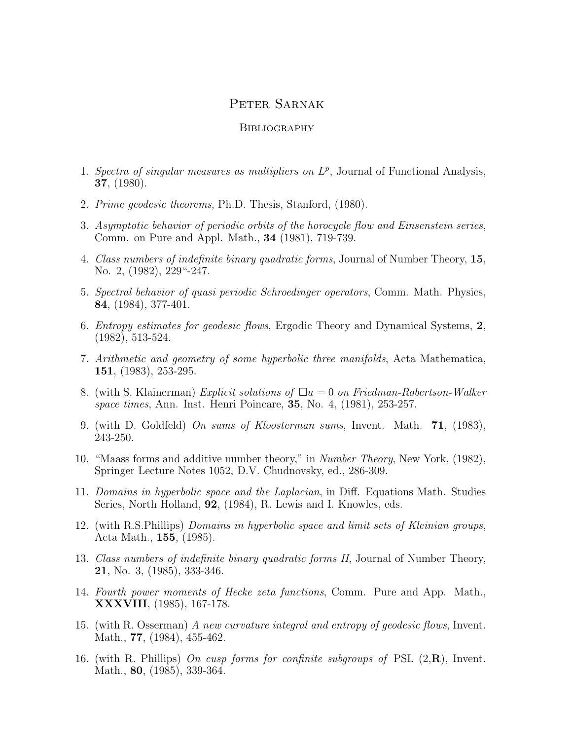# Peter Sarnak

## Bibliography

1. *Spectra of singular measures as multipliers on $L^p$*, Journal of Functional Analysis, **37**, (1980).

2. *Prime geodesic theorems*, Ph.D. Thesis, Stanford, (1980).

3. *Asymptotic behavior of periodic orbits of the horocycle flow and Einsenstein series*, Comm. on Pure and Appl. Math., **34** (1981), 719-739.

4. *Class numbers of indefinite binary quadratic forms*, Journal of Number Theory, **15**, No. 2, (1982), 229"-247.

5. *Spectral behavior of quasi periodic Schroedinger operators*, Comm. Math. Physics, **84**, (1984), 377-401.

6. *Entropy estimates for geodesic flows*, Ergodic Theory and Dynamical Systems, **2**, (1982), 513-524.

7. *Arithmetic and geometry of some hyperbolic three manifolds*, Acta Mathematica, **151**, (1983), 253-295.

8. (with S. Klainerman) *Explicit solutions of $\Box u = 0$ on Friedman-Robertson-Walker space times*, Ann. Inst. Henri Poincare, **35**, No. 4, (1981), 253-257.

9. (with D. Goldfeld) *On sums of Kloosterman sums*, Invent. Math. **71**, (1983), 243-250.

10. "Maass forms and additive number theory," in *Number Theory*, New York, (1982), Springer Lecture Notes 1052, D.V. Chudnovsky, ed., 286-309.

11. *Domains in hyperbolic space and the Laplacian*, in Diff. Equations Math. Studies Series, North Holland, **92**, (1984), R. Lewis and I. Knowles, eds.

12. (with R.S.Phillips) *Domains in hyperbolic space and limit sets of Kleinian groups*, Acta Math., **155**, (1985).

13. *Class numbers of indefinite binary quadratic forms II*, Journal of Number Theory, **21**, No. 3, (1985), 333-346.

14. *Fourth power moments of Hecke zeta functions*, Comm. Pure and App. Math., **XXXVIII**, (1985), 167-178.

15. (with R. Osserman) *A new curvature integral and entropy of geodesic flows*, Invent. Math., **77**, (1984), 455-462.

16. (with R. Phillips) *On cusp forms for confinite subgroups of* PSL (2,**R**), Invent. Math., **80**, (1985), 339-364.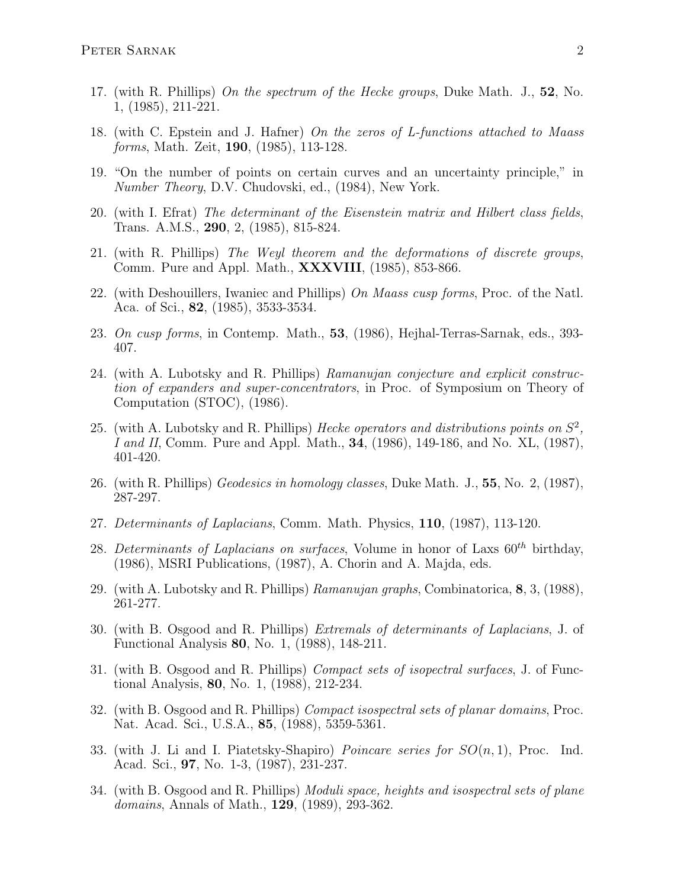17. (with R. Phillips) *On the spectrum of the Hecke groups*, Duke Math. J., **52**, No. 1, (1985), 211-221.

18. (with C. Epstein and J. Hafner) *On the zeros of L-functions attached to Maass forms*, Math. Zeit, **190**, (1985), 113-128.

19. "On the number of points on certain curves and an uncertainty principle," in *Number Theory*, D.V. Chudovski, ed., (1984), New York.

20. (with I. Efrat) *The determinant of the Eisenstein matrix and Hilbert class fields*, Trans. A.M.S., **290**, 2, (1985), 815-824.

21. (with R. Phillips) *The Weyl theorem and the deformations of discrete groups*, Comm. Pure and Appl. Math., **XXXVIII**, (1985), 853-866.

22. (with Deshouillers, Iwaniec and Phillips) *On Maass cusp forms*, Proc. of the Natl. Aca. of Sci., **82**, (1985), 3533-3534.

23. *On cusp forms*, in Contemp. Math., **53**, (1986), Hejhal-Terras-Sarnak, eds., 393-407.

24. (with A. Lubotsky and R. Phillips) *Ramanujan conjecture and explicit construction of expanders and super-concentrators*, in Proc. of Symposium on Theory of Computation (STOC), (1986).

25. (with A. Lubotsky and R. Phillips) *Hecke operators and distributions points on $S^2$, I and II*, Comm. Pure and Appl. Math., **34**, (1986), 149-186, and No. XL, (1987), 401-420.

26. (with R. Phillips) *Geodesics in homology classes*, Duke Math. J., **55**, No. 2, (1987), 287-297.

27. *Determinants of Laplacians*, Comm. Math. Physics, **110**, (1987), 113-120.

28. *Determinants of Laplacians on surfaces*, Volume in honor of Laxs $60^{th}$ birthday, (1986), MSRI Publications, (1987), A. Chorin and A. Majda, eds.

29. (with A. Lubotsky and R. Phillips) *Ramanujan graphs*, Combinatorica, **8**, 3, (1988), 261-277.

30. (with B. Osgood and R. Phillips) *Extremals of determinants of Laplacians*, J. of Functional Analysis **80**, No. 1, (1988), 148-211.

31. (with B. Osgood and R. Phillips) *Compact sets of isopectral surfaces*, J. of Functional Analysis, **80**, No. 1, (1988), 212-234.

32. (with B. Osgood and R. Phillips) *Compact isospectral sets of planar domains*, Proc. Nat. Acad. Sci., U.S.A., **85**, (1988), 5359-5361.

33. (with J. Li and I. Piatetsky-Shapiro) *Poincare series for $SO(n,1)$*, Proc. Ind. Acad. Sci., **97**, No. 1-3, (1987), 231-237.

34. (with B. Osgood and R. Phillips) *Moduli space, heights and isospectral sets of plane domains*, Annals of Math., **129**, (1989), 293-362.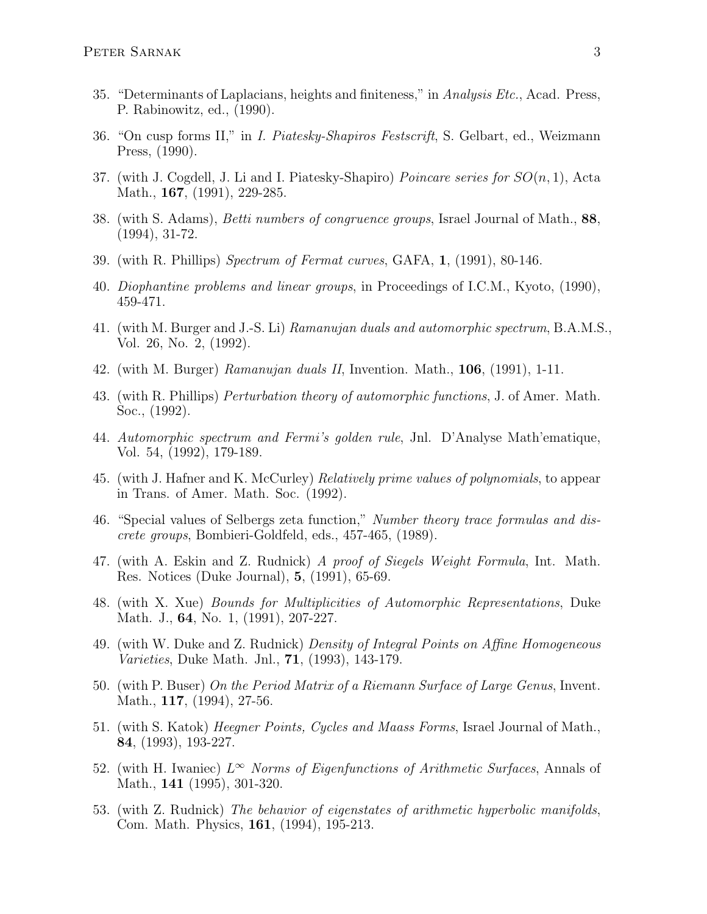35. "Determinants of Laplacians, heights and finiteness," in *Analysis Etc.*, Acad. Press, P. Rabinowitz, ed., (1990).

36. "On cusp forms II," in *I. Piatesky-Shapiros Festscrift*, S. Gelbart, ed., Weizmann Press, (1990).

37. (with J. Cogdell, J. Li and I. Piatesky-Shapiro) *Poincare series for $SO(n, 1)$*, Acta Math., **167**, (1991), 229-285.

38. (with S. Adams), *Betti numbers of congruence groups*, Israel Journal of Math., **88**, (1994), 31-72.

39. (with R. Phillips) *Spectrum of Fermat curves*, GAFA, **1**, (1991), 80-146.

40. *Diophantine problems and linear groups*, in Proceedings of I.C.M., Kyoto, (1990), 459-471.

41. (with M. Burger and J.-S. Li) *Ramanujan duals and automorphic spectrum*, B.A.M.S., Vol. 26, No. 2, (1992).

42. (with M. Burger) *Ramanujan duals II*, Invention. Math., **106**, (1991), 1-11.

43. (with R. Phillips) *Perturbation theory of automorphic functions*, J. of Amer. Math. Soc., (1992).

44. *Automorphic spectrum and Fermi's golden rule*, Jnl. D'Analyse Math'ematique, Vol. 54, (1992), 179-189.

45. (with J. Hafner and K. McCurley) *Relatively prime values of polynomials*, to appear in Trans. of Amer. Math. Soc. (1992).

46. "Special values of Selbergs zeta function," *Number theory trace formulas and discrete groups*, Bombieri-Goldfeld, eds., 457-465, (1989).

47. (with A. Eskin and Z. Rudnick) *A proof of Siegels Weight Formula*, Int. Math. Res. Notices (Duke Journal), **5**, (1991), 65-69.

48. (with X. Xue) *Bounds for Multiplicities of Automorphic Representations*, Duke Math. J., **64**, No. 1, (1991), 207-227.

49. (with W. Duke and Z. Rudnick) *Density of Integral Points on Affine Homogeneous Varieties*, Duke Math. Jnl., **71**, (1993), 143-179.

50. (with P. Buser) *On the Period Matrix of a Riemann Surface of Large Genus*, Invent. Math., **117**, (1994), 27-56.

51. (with S. Katok) *Heegner Points, Cycles and Maass Forms*, Israel Journal of Math., **84**, (1993), 193-227.

52. (with H. Iwaniec) *$L^\infty$ Norms of Eigenfunctions of Arithmetic Surfaces*, Annals of Math., **141** (1995), 301-320.

53. (with Z. Rudnick) *The behavior of eigenstates of arithmetic hyperbolic manifolds*, Com. Math. Physics, **161**, (1994), 195-213.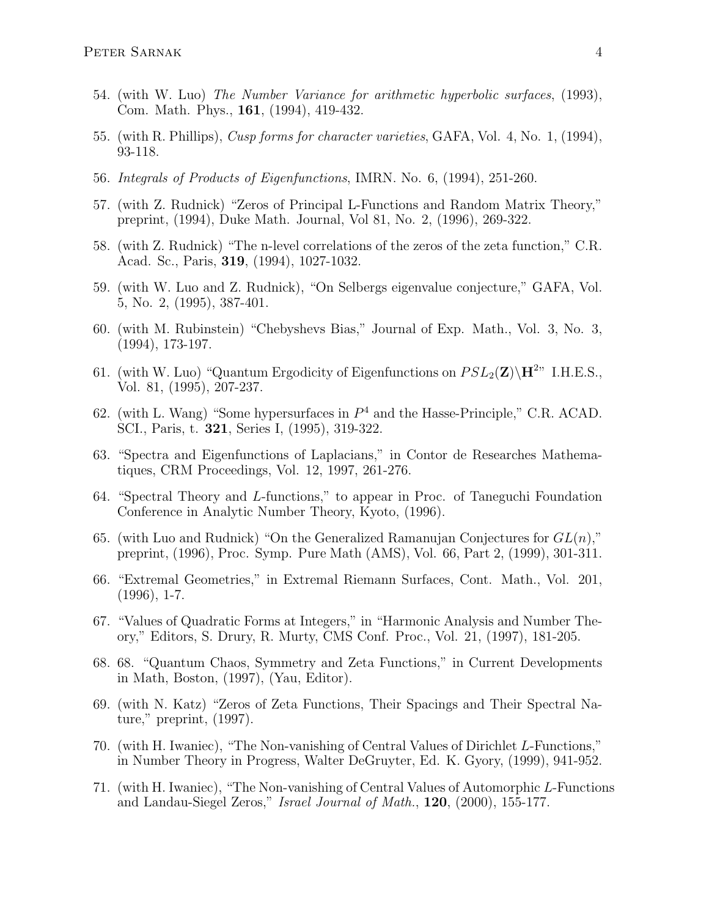54. (with W. Luo) *The Number Variance for arithmetic hyperbolic surfaces*, (1993), Com. Math. Phys., **161**, (1994), 419-432.

55. (with R. Phillips), *Cusp forms for character varieties*, GAFA, Vol. 4, No. 1, (1994), 93-118.

56. *Integrals of Products of Eigenfunctions*, IMRN. No. 6, (1994), 251-260.

57. (with Z. Rudnick) "Zeros of Principal L-Functions and Random Matrix Theory," preprint, (1994), Duke Math. Journal, Vol 81, No. 2, (1996), 269-322.

58. (with Z. Rudnick) "The n-level correlations of the zeros of the zeta function," C.R. Acad. Sc., Paris, **319**, (1994), 1027-1032.

59. (with W. Luo and Z. Rudnick), "On Selbergs eigenvalue conjecture," GAFA, Vol. 5, No. 2, (1995), 387-401.

60. (with M. Rubinstein) "Chebyshevs Bias," Journal of Exp. Math., Vol. 3, No. 3, (1994), 173-197.

61. (with W. Luo) "Quantum Ergodicity of Eigenfunctions on $PSL_2(\mathbf{Z})\backslash\mathbf{H}^2$" I.H.E.S., Vol. 81, (1995), 207-237.

62. (with L. Wang) "Some hypersurfaces in $P^4$ and the Hasse-Principle," C.R. ACAD. SCI., Paris, t. **321**, Series I, (1995), 319-322.

63. "Spectra and Eigenfunctions of Laplacians," in Contor de Researches Mathematiques, CRM Proceedings, Vol. 12, 1997, 261-276.

64. "Spectral Theory and $L$-functions," to appear in Proc. of Taneguchi Foundation Conference in Analytic Number Theory, Kyoto, (1996).

65. (with Luo and Rudnick) "On the Generalized Ramanujan Conjectures for $GL(n)$," preprint, (1996), Proc. Symp. Pure Math (AMS), Vol. 66, Part 2, (1999), 301-311.

66. "Extremal Geometries," in Extremal Riemann Surfaces, Cont. Math., Vol. 201, (1996), 1-7.

67. "Values of Quadratic Forms at Integers," in "Harmonic Analysis and Number Theory," Editors, S. Drury, R. Murty, CMS Conf. Proc., Vol. 21, (1997), 181-205.

68. 68. "Quantum Chaos, Symmetry and Zeta Functions," in Current Developments in Math, Boston, (1997), (Yau, Editor).

69. (with N. Katz) "Zeros of Zeta Functions, Their Spacings and Their Spectral Nature," preprint, (1997).

70. (with H. Iwaniec), "The Non-vanishing of Central Values of Dirichlet $L$-Functions," in Number Theory in Progress, Walter DeGruyter, Ed. K. Gyory, (1999), 941-952.

71. (with H. Iwaniec), "The Non-vanishing of Central Values of Automorphic $L$-Functions and Landau-Siegel Zeros," *Israel Journal of Math.*, **120**, (2000), 155-177.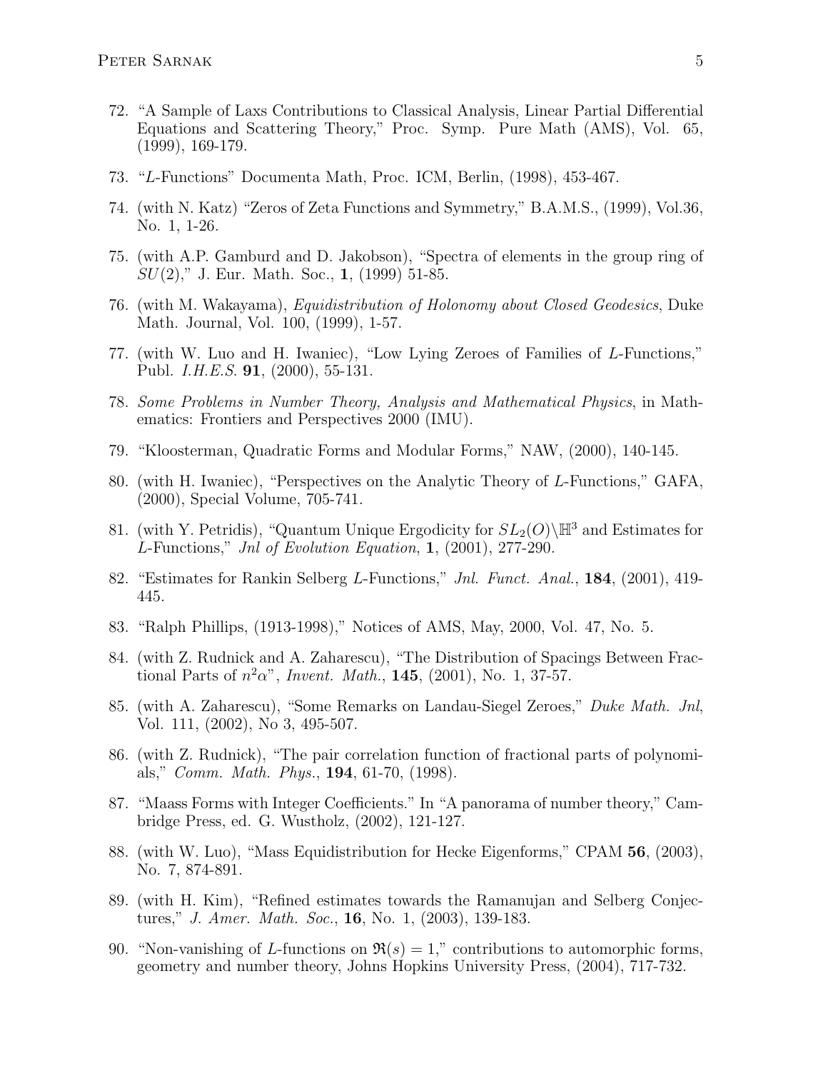72. "A Sample of Laxs Contributions to Classical Analysis, Linear Partial Differential Equations and Scattering Theory," Proc. Symp. Pure Math (AMS), Vol. 65, (1999), 169-179.

73. "$L$-Functions" Documenta Math, Proc. ICM, Berlin, (1998), 453-467.

74. (with N. Katz) "Zeros of Zeta Functions and Symmetry," B.A.M.S., (1999), Vol.36, No. 1, 1-26.

75. (with A.P. Gamburd and D. Jakobson), "Spectra of elements in the group ring of $SU(2)$," J. Eur. Math. Soc., **1**, (1999) 51-85.

76. (with M. Wakayama), *Equidistribution of Holonomy about Closed Geodesics*, Duke Math. Journal, Vol. 100, (1999), 1-57.

77. (with W. Luo and H. Iwaniec), "Low Lying Zeroes of Families of $L$-Functions," Publ. *I.H.E.S.* **91**, (2000), 55-131.

78. *Some Problems in Number Theory, Analysis and Mathematical Physics*, in Mathematics: Frontiers and Perspectives 2000 (IMU).

79. "Kloosterman, Quadratic Forms and Modular Forms," NAW, (2000), 140-145.

80. (with H. Iwaniec), "Perspectives on the Analytic Theory of $L$-Functions," GAFA, (2000), Special Volume, 705-741.

81. (with Y. Petridis), "Quantum Unique Ergodicity for $SL_2(O)\backslash\mathbb{H}^3$ and Estimates for $L$-Functions," *Jnl of Evolution Equation*, **1**, (2001), 277-290.

82. "Estimates for Rankin Selberg $L$-Functions," *Jnl. Funct. Anal.*, **184**, (2001), 419-445.

83. "Ralph Phillips, (1913-1998)," Notices of AMS, May, 2000, Vol. 47, No. 5.

84. (with Z. Rudnick and A. Zaharescu), "The Distribution of Spacings Between Fractional Parts of $n^2\alpha$", *Invent. Math.*, **145**, (2001), No. 1, 37-57.

85. (with A. Zaharescu), "Some Remarks on Landau-Siegel Zeroes," *Duke Math. Jnl*, Vol. 111, (2002), No 3, 495-507.

86. (with Z. Rudnick), "The pair correlation function of fractional parts of polynomials," *Comm. Math. Phys.*, **194**, 61-70, (1998).

87. "Maass Forms with Integer Coefficients." In "A panorama of number theory," Cambridge Press, ed. G. Wustholz, (2002), 121-127.

88. (with W. Luo), "Mass Equidistribution for Hecke Eigenforms," CPAM **56**, (2003), No. 7, 874-891.

89. (with H. Kim), "Refined estimates towards the Ramanujan and Selberg Conjectures," *J. Amer. Math. Soc.*, **16**, No. 1, (2003), 139-183.

90. "Non-vanishing of $L$-functions on $\Re(s) = 1$," contributions to automorphic forms, geometry and number theory, Johns Hopkins University Press, (2004), 717-732.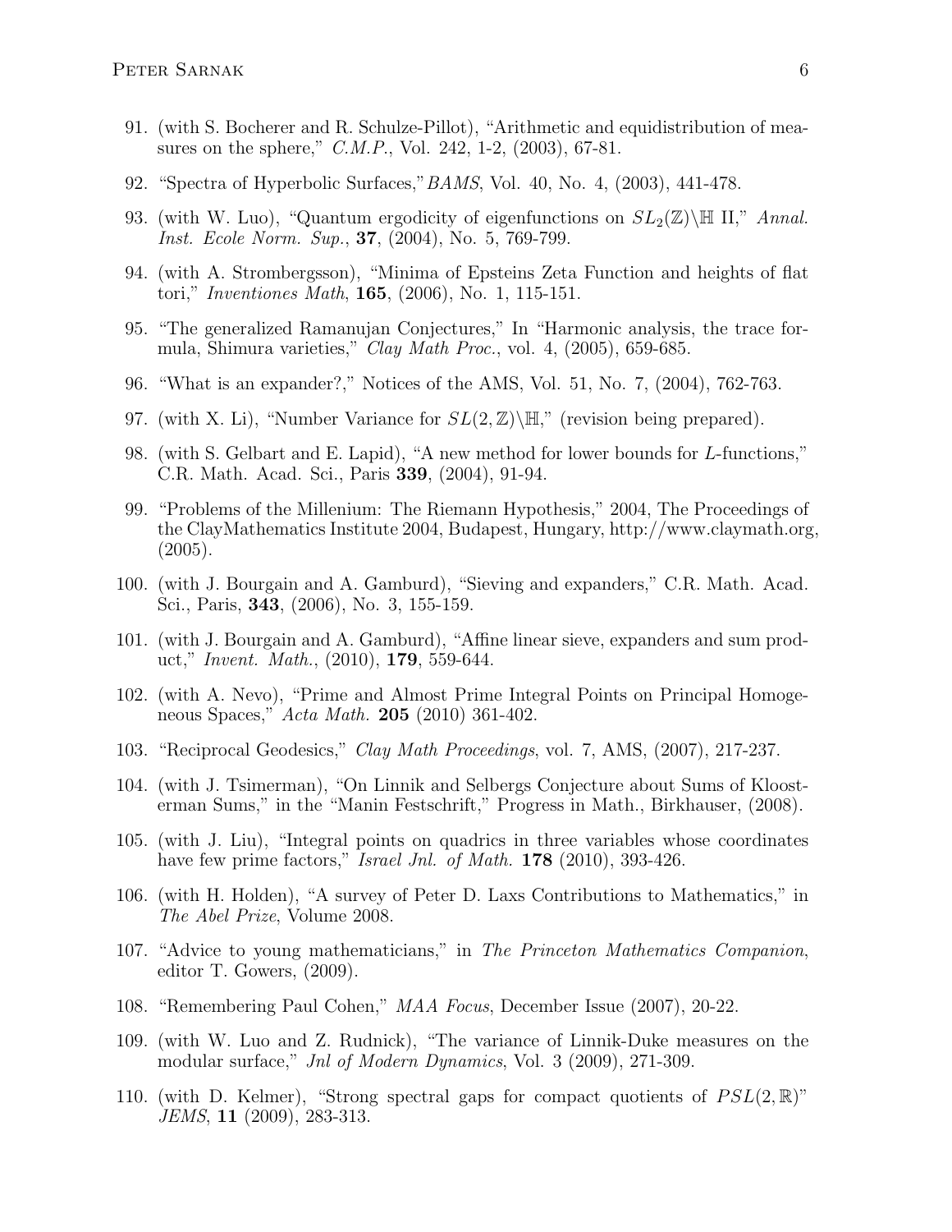91. (with S. Bocherer and R. Schulze-Pillot), "Arithmetic and equidistribution of measures on the sphere," *C.M.P.*, Vol. 242, 1-2, (2003), 67-81.

92. "Spectra of Hyperbolic Surfaces," *BAMS*, Vol. 40, No. 4, (2003), 441-478.

93. (with W. Luo), "Quantum ergodicity of eigenfunctions on $SL_2(\mathbb{Z})\backslash\mathbb{H}$ II," *Annal. Inst. Ecole Norm. Sup.*, **37**, (2004), No. 5, 769-799.

94. (with A. Strombergsson), "Minima of Epsteins Zeta Function and heights of flat tori," *Inventiones Math*, **165**, (2006), No. 1, 115-151.

95. "The generalized Ramanujan Conjectures," In "Harmonic analysis, the trace formula, Shimura varieties," *Clay Math Proc.*, vol. 4, (2005), 659-685.

96. "What is an expander?," Notices of the AMS, Vol. 51, No. 7, (2004), 762-763.

97. (with X. Li), "Number Variance for $SL(2,\mathbb{Z})\backslash\mathbb{H}$," (revision being prepared).

98. (with S. Gelbart and E. Lapid), "A new method for lower bounds for $L$-functions," C.R. Math. Acad. Sci., Paris **339**, (2004), 91-94.

99. "Problems of the Millenium: The Riemann Hypothesis," 2004, The Proceedings of the ClayMathematics Institute 2004, Budapest, Hungary, http://www.claymath.org, (2005).

100. (with J. Bourgain and A. Gamburd), "Sieving and expanders," C.R. Math. Acad. Sci., Paris, **343**, (2006), No. 3, 155-159.

101. (with J. Bourgain and A. Gamburd), "Affine linear sieve, expanders and sum product," *Invent. Math.*, (2010), **179**, 559-644.

102. (with A. Nevo), "Prime and Almost Prime Integral Points on Principal Homogeneous Spaces," *Acta Math.* **205** (2010) 361-402.

103. "Reciprocal Geodesics," *Clay Math Proceedings*, vol. 7, AMS, (2007), 217-237.

104. (with J. Tsimerman), "On Linnik and Selbergs Conjecture about Sums of Kloosterman Sums," in the "Manin Festschrift," Progress in Math., Birkhauser, (2008).

105. (with J. Liu), "Integral points on quadrics in three variables whose coordinates have few prime factors," *Israel Jnl. of Math.* **178** (2010), 393-426.

106. (with H. Holden), "A survey of Peter D. Laxs Contributions to Mathematics," in *The Abel Prize*, Volume 2008.

107. "Advice to young mathematicians," in *The Princeton Mathematics Companion*, editor T. Gowers, (2009).

108. "Remembering Paul Cohen," *MAA Focus*, December Issue (2007), 20-22.

109. (with W. Luo and Z. Rudnick), "The variance of Linnik-Duke measures on the modular surface," *Jnl of Modern Dynamics*, Vol. 3 (2009), 271-309.

110. (with D. Kelmer), "Strong spectral gaps for compact quotients of $PSL(2,\mathbb{R})$" *JEMS*, **11** (2009), 283-313.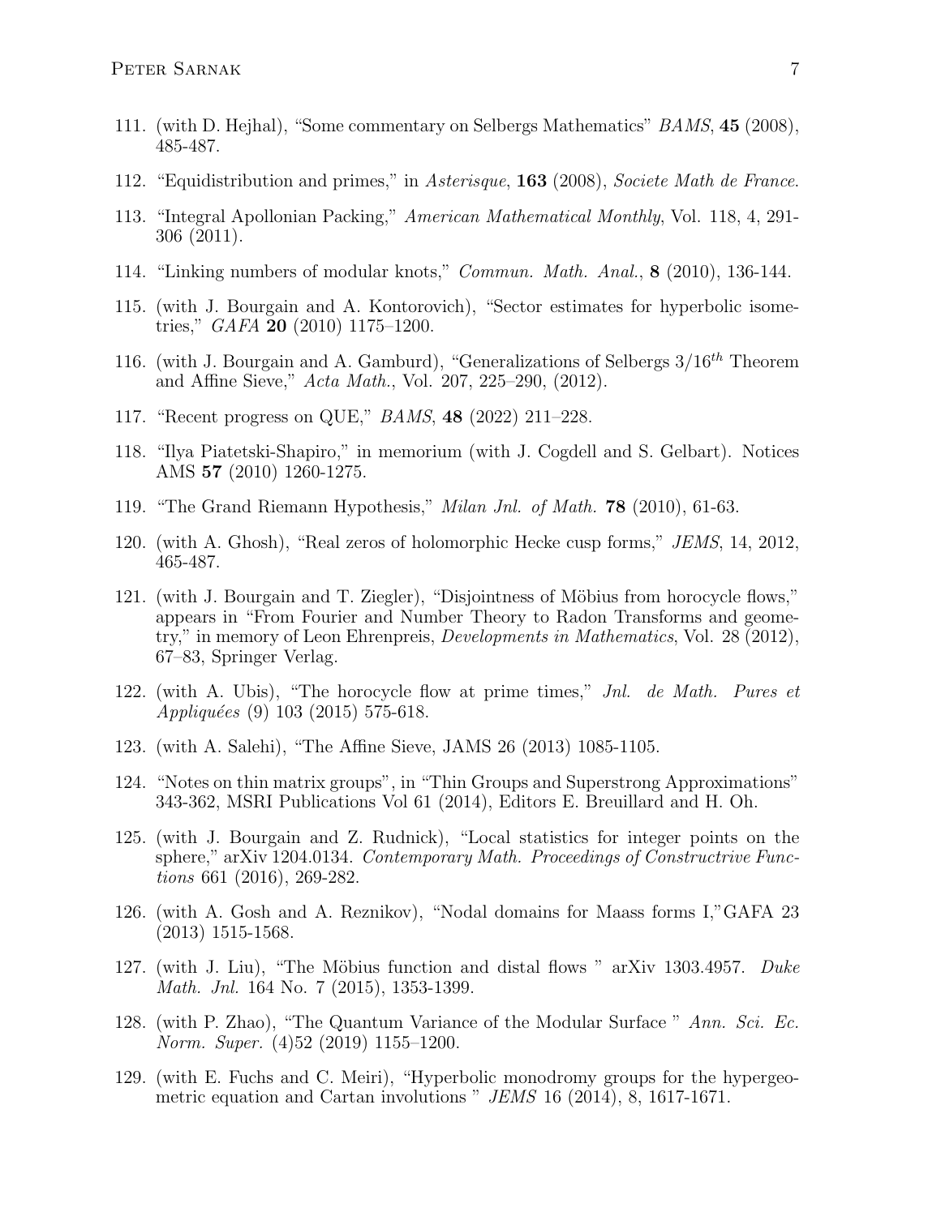111. (with D. Hejhal), "Some commentary on Selbergs Mathematics" *BAMS*, **45** (2008), 485-487.

112. "Equidistribution and primes," in *Asterisque*, **163** (2008), *Societe Math de France*.

113. "Integral Apollonian Packing," *American Mathematical Monthly*, Vol. 118, 4, 291-306 (2011).

114. "Linking numbers of modular knots," *Commun. Math. Anal.*, **8** (2010), 136-144.

115. (with J. Bourgain and A. Kontorovich), "Sector estimates for hyperbolic isometries," *GAFA* **20** (2010) 1175–1200.

116. (with J. Bourgain and A. Gamburd), "Generalizations of Selbergs $3/16^{th}$ Theorem and Affine Sieve," *Acta Math.*, Vol. 207, 225–290, (2012).

117. "Recent progress on QUE," *BAMS*, **48** (2022) 211–228.

118. "Ilya Piatetski-Shapiro," in memorium (with J. Cogdell and S. Gelbart). Notices AMS **57** (2010) 1260-1275.

119. "The Grand Riemann Hypothesis," *Milan Jnl. of Math.* **78** (2010), 61-63.

120. (with A. Ghosh), "Real zeros of holomorphic Hecke cusp forms," *JEMS*, 14, 2012, 465-487.

121. (with J. Bourgain and T. Ziegler), "Disjointness of Möbius from horocycle flows," appears in "From Fourier and Number Theory to Radon Transforms and geometry," in memory of Leon Ehrenpreis, *Developments in Mathematics*, Vol. 28 (2012), 67–83, Springer Verlag.

122. (with A. Ubis), "The horocycle flow at prime times," *Jnl. de Math. Pures et Appliquées* (9) 103 (2015) 575-618.

123. (with A. Salehi), "The Affine Sieve, JAMS 26 (2013) 1085-1105.

124. "Notes on thin matrix groups", in "Thin Groups and Superstrong Approximations" 343-362, MSRI Publications Vol 61 (2014), Editors E. Breuillard and H. Oh.

125. (with J. Bourgain and Z. Rudnick), "Local statistics for integer points on the sphere," arXiv 1204.0134. *Contemporary Math. Proceedings of Constructrive Functions* 661 (2016), 269-282.

126. (with A. Gosh and A. Reznikov), "Nodal domains for Maass forms I,"GAFA 23 (2013) 1515-1568.

127. (with J. Liu), "The Möbius function and distal flows " arXiv 1303.4957. *Duke Math. Jnl.* 164 No. 7 (2015), 1353-1399.

128. (with P. Zhao), "The Quantum Variance of the Modular Surface " *Ann. Sci. Ec. Norm. Super.* (4)52 (2019) 1155–1200.

129. (with E. Fuchs and C. Meiri), "Hyperbolic monodromy groups for the hypergeometric equation and Cartan involutions " *JEMS* 16 (2014), 8, 1617-1671.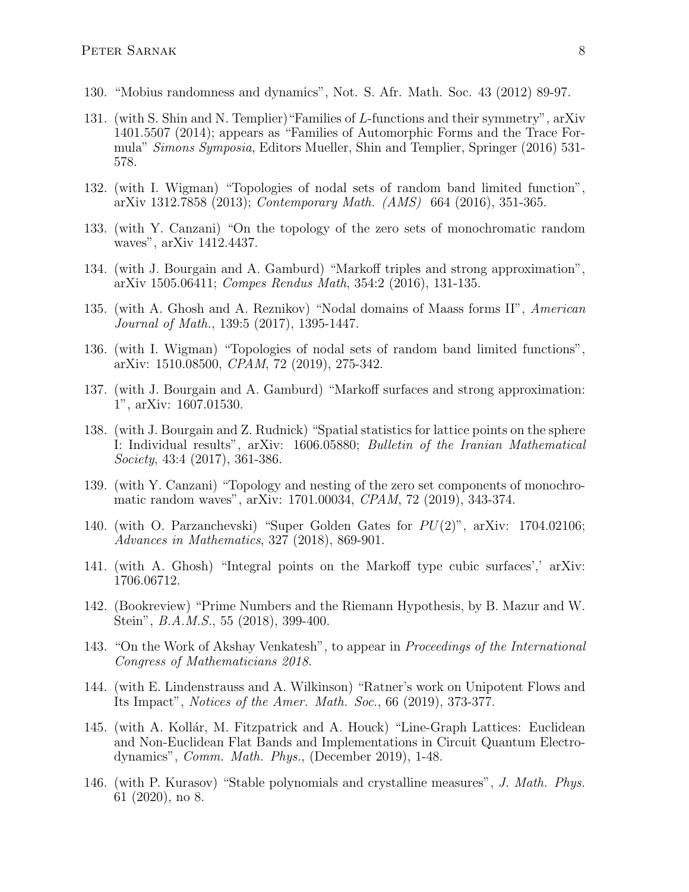130. "Mobius randomness and dynamics", Not. S. Afr. Math. Soc. 43 (2012) 89-97.

131. (with S. Shin and N. Templier) "Families of $L$-functions and their symmetry", arXiv 1401.5507 (2014); appears as "Families of Automorphic Forms and the Trace Formula" *Simons Symposia*, Editors Mueller, Shin and Templier, Springer (2016) 531-578.

132. (with I. Wigman) "Topologies of nodal sets of random band limited function", arXiv 1312.7858 (2013); *Contemporary Math. (AMS)* 664 (2016), 351-365.

133. (with Y. Canzani) "On the topology of the zero sets of monochromatic random waves", arXiv 1412.4437.

134. (with J. Bourgain and A. Gamburd) "Markoff triples and strong approximation", arXiv 1505.06411; *Compes Rendus Math*, 354:2 (2016), 131-135.

135. (with A. Ghosh and A. Reznikov) "Nodal domains of Maass forms II", *American Journal of Math.*, 139:5 (2017), 1395-1447.

136. (with I. Wigman) "Topologies of nodal sets of random band limited functions", arXiv: 1510.08500, *CPAM*, 72 (2019), 275-342.

137. (with J. Bourgain and A. Gamburd) "Markoff surfaces and strong approximation: 1", arXiv: 1607.01530.

138. (with J. Bourgain and Z. Rudnick) "Spatial statistics for lattice points on the sphere I: Individual results", arXiv: 1606.05880; *Bulletin of the Iranian Mathematical Society*, 43:4 (2017), 361-386.

139. (with Y. Canzani) "Topology and nesting of the zero set components of monochromatic random waves", arXiv: 1701.00034, *CPAM*, 72 (2019), 343-374.

140. (with O. Parzanchevski) "Super Golden Gates for $PU(2)$", arXiv: 1704.02106; *Advances in Mathematics*, 327 (2018), 869-901.

141. (with A. Ghosh) "Integral points on the Markoff type cubic surfaces',' arXiv: 1706.06712.

142. (Bookreview) "Prime Numbers and the Riemann Hypothesis, by B. Mazur and W. Stein", *B.A.M.S.*, 55 (2018), 399-400.

143. "On the Work of Akshay Venkatesh", to appear in *Proceedings of the International Congress of Mathematicians 2018.*

144. (with E. Lindenstrauss and A. Wilkinson) "Ratner's work on Unipotent Flows and Its Impact", *Notices of the Amer. Math. Soc.*, 66 (2019), 373-377.

145. (with A. Kollár, M. Fitzpatrick and A. Houck) "Line-Graph Lattices: Euclidean and Non-Euclidean Flat Bands and Implementations in Circuit Quantum Electrodynamics", *Comm. Math. Phys.*, (December 2019), 1-48.

146. (with P. Kurasov) "Stable polynomials and crystalline measures", *J. Math. Phys.* 61 (2020), no 8.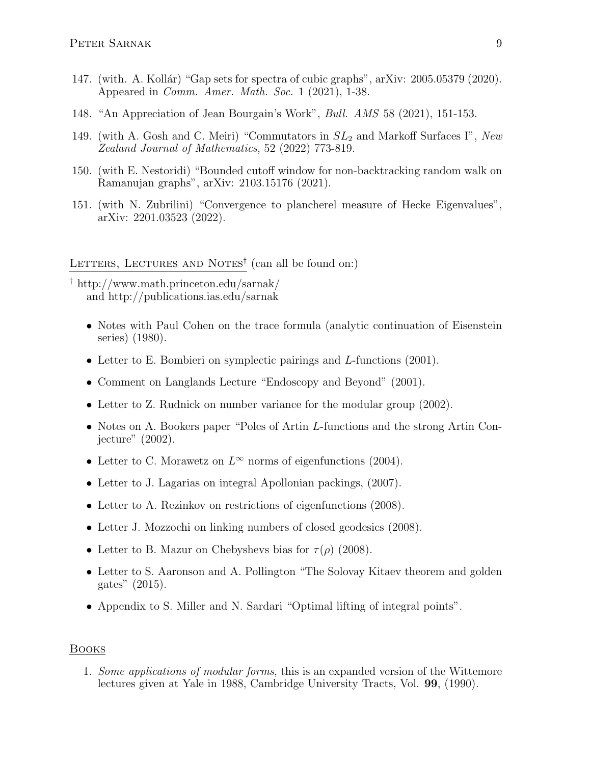147. (with. A. Kollár) “Gap sets for spectra of cubic graphs”, arXiv: 2005.05379 (2020). Appeared in *Comm. Amer. Math. Soc.* 1 (2021), 1-38.

148. “An Appreciation of Jean Bourgain’s Work”, *Bull. AMS* 58 (2021), 151-153.

149. (with A. Gosh and C. Meiri) “Commutators in $SL_2$ and Markoff Surfaces I”, *New Zealand Journal of Mathematics*, 52 (2022) 773-819.

150. (with E. Nestoridi) “Bounded cutoff window for non-backtracking random walk on Ramanujan graphs”, arXiv: 2103.15176 (2021).

151. (with N. Zubrilini) “Convergence to plancherel measure of Hecke Eigenvalues”, arXiv: 2201.03523 (2022).

## Letters, Lectures and Notes† (can all be found on:)

† http://www.math.princeton.edu/sarnak/
and http://publications.ias.edu/sarnak

- Notes with Paul Cohen on the trace formula (analytic continuation of Eisenstein series) (1980).
- Letter to E. Bombieri on symplectic pairings and $L$-functions (2001).
- Comment on Langlands Lecture “Endoscopy and Beyond” (2001).
- Letter to Z. Rudnick on number variance for the modular group (2002).
- Notes on A. Bookers paper “Poles of Artin $L$-functions and the strong Artin Conjecture” (2002).
- Letter to C. Morawetz on $L^\infty$ norms of eigenfunctions (2004).
- Letter to J. Lagarias on integral Apollonian packings, (2007).
- Letter to A. Rezinkov on restrictions of eigenfunctions (2008).
- Letter J. Mozzochi on linking numbers of closed geodesics (2008).
- Letter to B. Mazur on Chebyshevs bias for $\tau(\rho)$ (2008).
- Letter to S. Aaronson and A. Pollington “The Solovay Kitaev theorem and golden gates” (2015).
- Appendix to S. Miller and N. Sardari “Optimal lifting of integral points”.

## Books

1. *Some applications of modular forms*, this is an expanded version of the Wittemore lectures given at Yale in 1988, Cambridge University Tracts, Vol. **99**, (1990).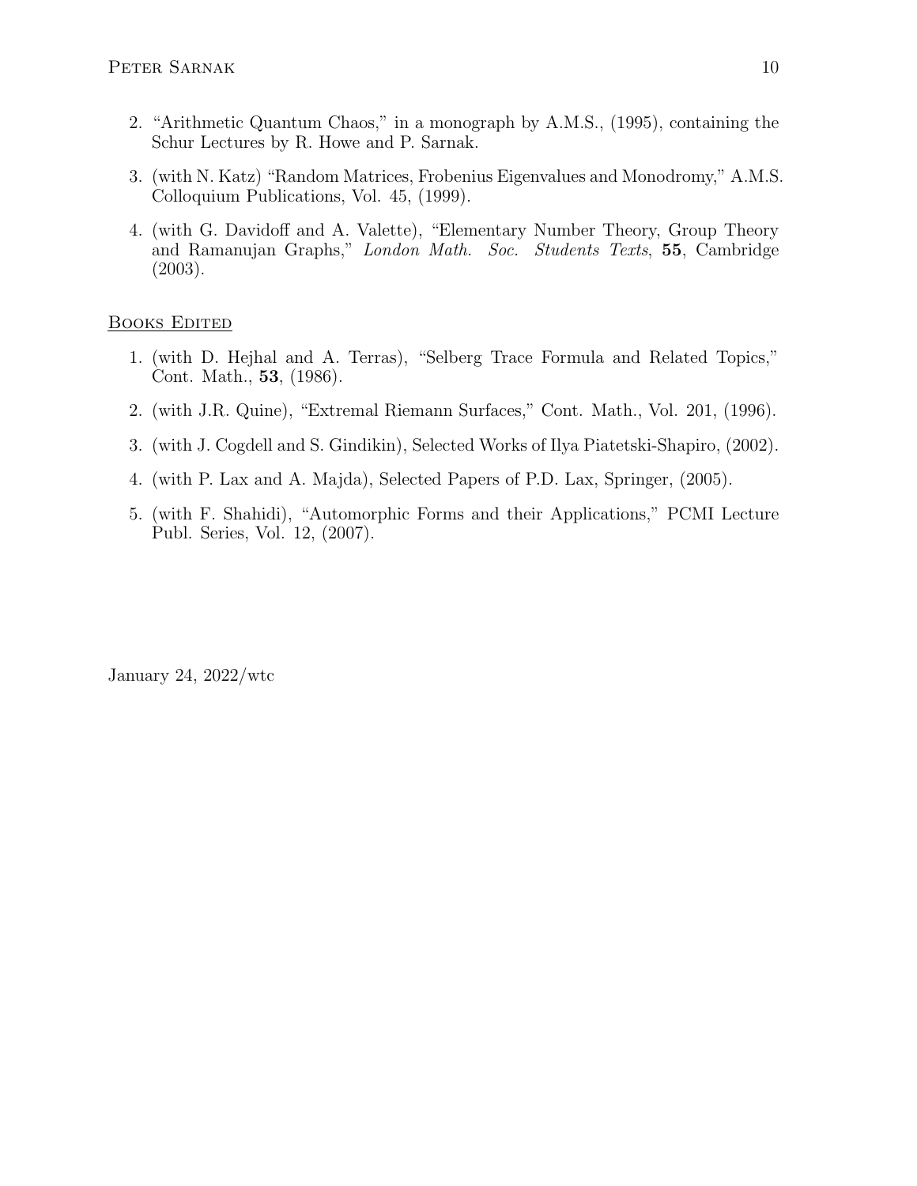2. "Arithmetic Quantum Chaos," in a monograph by A.M.S., (1995), containing the Schur Lectures by R. Howe and P. Sarnak.

3. (with N. Katz) "Random Matrices, Frobenius Eigenvalues and Monodromy," A.M.S. Colloquium Publications, Vol. 45, (1999).

4. (with G. Davidoff and A. Valette), "Elementary Number Theory, Group Theory and Ramanujan Graphs," *London Math. Soc. Students Texts*, **55**, Cambridge (2003).

## Books Edited

1. (with D. Hejhal and A. Terras), "Selberg Trace Formula and Related Topics," Cont. Math., **53**, (1986).

2. (with J.R. Quine), "Extremal Riemann Surfaces," Cont. Math., Vol. 201, (1996).

3. (with J. Cogdell and S. Gindikin), Selected Works of Ilya Piatetski-Shapiro, (2002).

4. (with P. Lax and A. Majda), Selected Papers of P.D. Lax, Springer, (2005).

5. (with F. Shahidi), "Automorphic Forms and their Applications," PCMI Lecture Publ. Series, Vol. 12, (2007).

January 24, 2022/wtc